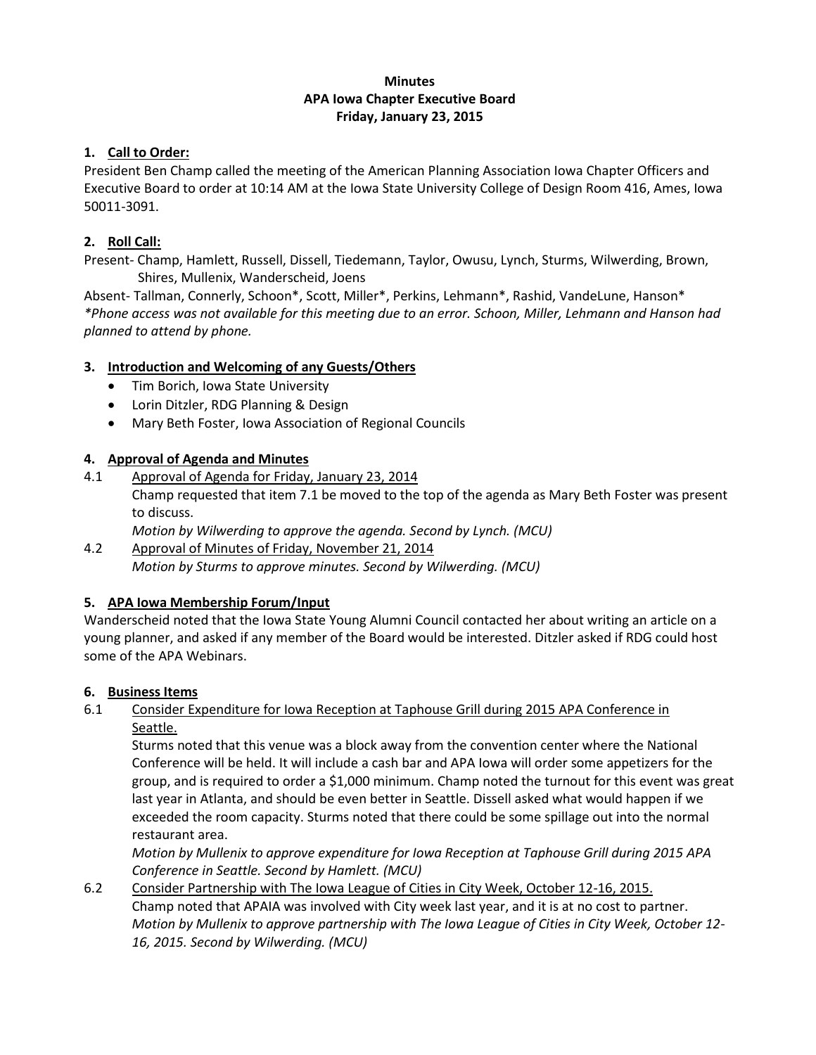**Minutes**
**APA Iowa Chapter Executive Board**
**Friday, January 23, 2015**

## 1. Call to Order:

President Ben Champ called the meeting of the American Planning Association Iowa Chapter Officers and Executive Board to order at 10:14 AM at the Iowa State University College of Design Room 416, Ames, Iowa 50011-3091.

## 2. Roll Call:

Present- Champ, Hamlett, Russell, Dissell, Tiedemann, Taylor, Owusu, Lynch, Sturms, Wilwerding, Brown, Shires, Mullenix, Wanderscheid, Joens

Absent- Tallman, Connerly, Schoon*, Scott, Miller*, Perkins, Lehmann*, Rashid, VandeLune, Hanson*

*\*Phone access was not available for this meeting due to an error. Schoon, Miller, Lehmann and Hanson had planned to attend by phone.*

## 3. Introduction and Welcoming of any Guests/Others

- Tim Borich, Iowa State University
- Lorin Ditzler, RDG Planning & Design
- Mary Beth Foster, Iowa Association of Regional Councils

## 4. Approval of Agenda and Minutes

4.1 Approval of Agenda for Friday, January 23, 2014

Champ requested that item 7.1 be moved to the top of the agenda as Mary Beth Foster was present to discuss.

*Motion by Wilwerding to approve the agenda. Second by Lynch. (MCU)*

4.2 Approval of Minutes of Friday, November 21, 2014

*Motion by Sturms to approve minutes. Second by Wilwerding. (MCU)*

## 5. APA Iowa Membership Forum/Input

Wanderscheid noted that the Iowa State Young Alumni Council contacted her about writing an article on a young planner, and asked if any member of the Board would be interested. Ditzler asked if RDG could host some of the APA Webinars.

## 6. Business Items

6.1 Consider Expenditure for Iowa Reception at Taphouse Grill during 2015 APA Conference in Seattle.

Sturms noted that this venue was a block away from the convention center where the National Conference will be held. It will include a cash bar and APA Iowa will order some appetizers for the group, and is required to order a $1,000 minimum. Champ noted the turnout for this event was great last year in Atlanta, and should be even better in Seattle. Dissell asked what would happen if we exceeded the room capacity. Sturms noted that there could be some spillage out into the normal restaurant area.

*Motion by Mullenix to approve expenditure for Iowa Reception at Taphouse Grill during 2015 APA Conference in Seattle. Second by Hamlett. (MCU)*

6.2 Consider Partnership with The Iowa League of Cities in City Week, October 12-16, 2015.

Champ noted that APAIA was involved with City week last year, and it is at no cost to partner.

*Motion by Mullenix to approve partnership with The Iowa League of Cities in City Week, October 12-16, 2015. Second by Wilwerding. (MCU)*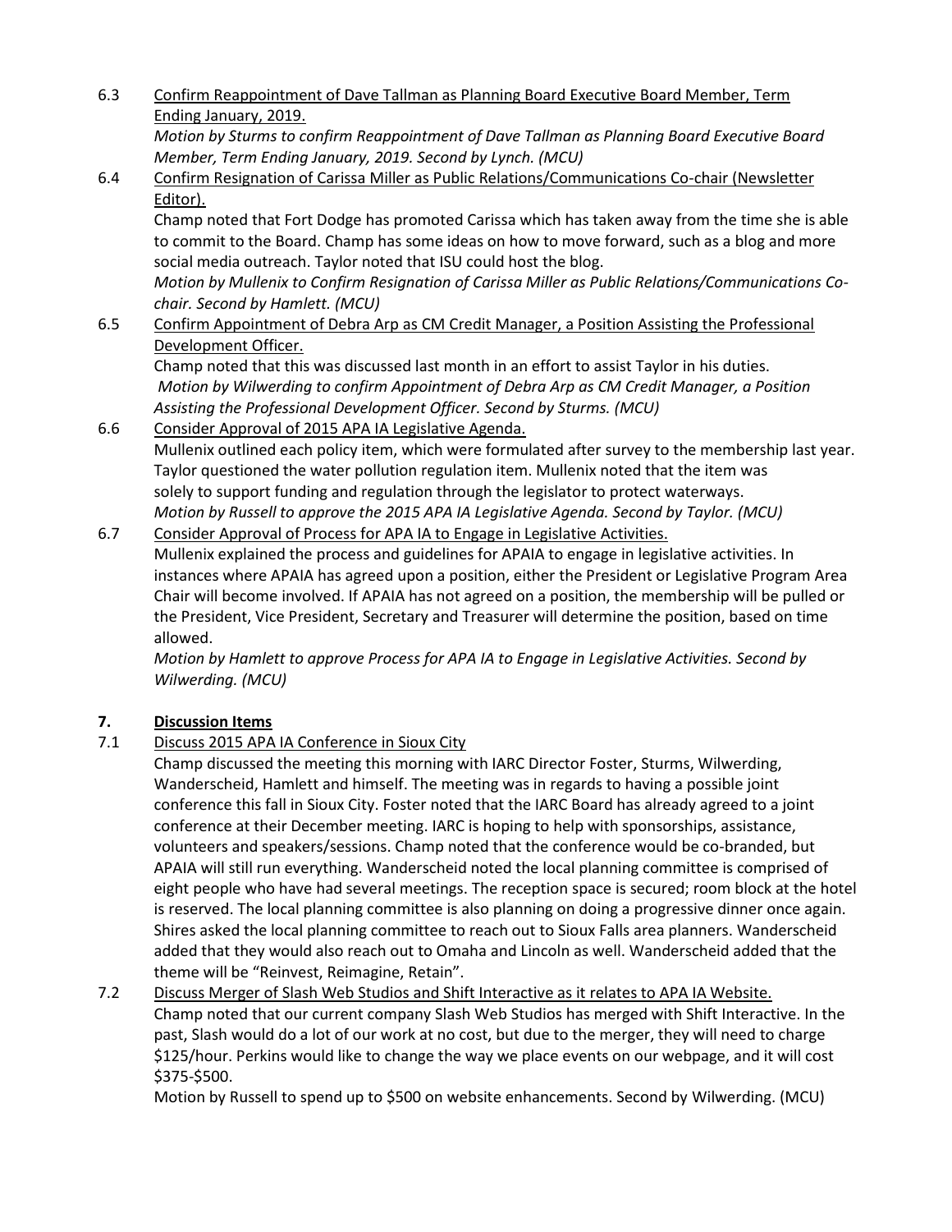6.3 Confirm Reappointment of Dave Tallman as Planning Board Executive Board Member, Term Ending January, 2019.

*Motion by Sturms to confirm Reappointment of Dave Tallman as Planning Board Executive Board Member, Term Ending January, 2019. Second by Lynch. (MCU)*

6.4 Confirm Resignation of Carissa Miller as Public Relations/Communications Co-chair (Newsletter Editor).

Champ noted that Fort Dodge has promoted Carissa which has taken away from the time she is able to commit to the Board. Champ has some ideas on how to move forward, such as a blog and more social media outreach. Taylor noted that ISU could host the blog.

*Motion by Mullenix to Confirm Resignation of Carissa Miller as Public Relations/Communications Co-chair. Second by Hamlett. (MCU)*

6.5 Confirm Appointment of Debra Arp as CM Credit Manager, a Position Assisting the Professional Development Officer.

Champ noted that this was discussed last month in an effort to assist Taylor in his duties.

*Motion by Wilwerding to confirm Appointment of Debra Arp as CM Credit Manager, a Position Assisting the Professional Development Officer. Second by Sturms. (MCU)*

6.6 Consider Approval of 2015 APA IA Legislative Agenda.

Mullenix outlined each policy item, which were formulated after survey to the membership last year. Taylor questioned the water pollution regulation item. Mullenix noted that the item was solely to support funding and regulation through the legislator to protect waterways.

*Motion by Russell to approve the 2015 APA IA Legislative Agenda. Second by Taylor. (MCU)*

6.7 Consider Approval of Process for APA IA to Engage in Legislative Activities.

Mullenix explained the process and guidelines for APAIA to engage in legislative activities. In instances where APAIA has agreed upon a position, either the President or Legislative Program Area Chair will become involved. If APAIA has not agreed on a position, the membership will be pulled or the President, Vice President, Secretary and Treasurer will determine the position, based on time allowed.

*Motion by Hamlett to approve Process for APA IA to Engage in Legislative Activities. Second by Wilwerding. (MCU)*

## 7. Discussion Items

7.1 Discuss 2015 APA IA Conference in Sioux City

Champ discussed the meeting this morning with IARC Director Foster, Sturms, Wilwerding, Wanderscheid, Hamlett and himself. The meeting was in regards to having a possible joint conference this fall in Sioux City. Foster noted that the IARC Board has already agreed to a joint conference at their December meeting. IARC is hoping to help with sponsorships, assistance, volunteers and speakers/sessions. Champ noted that the conference would be co-branded, but APAIA will still run everything. Wanderscheid noted the local planning committee is comprised of eight people who have had several meetings. The reception space is secured; room block at the hotel is reserved. The local planning committee is also planning on doing a progressive dinner once again. Shires asked the local planning committee to reach out to Sioux Falls area planners. Wanderscheid added that they would also reach out to Omaha and Lincoln as well. Wanderscheid added that the theme will be "Reinvest, Reimagine, Retain".

7.2 Discuss Merger of Slash Web Studios and Shift Interactive as it relates to APA IA Website.

Champ noted that our current company Slash Web Studios has merged with Shift Interactive. In the past, Slash would do a lot of our work at no cost, but due to the merger, they will need to charge $125/hour. Perkins would like to change the way we place events on our webpage, and it will cost $375-$500.

Motion by Russell to spend up to $500 on website enhancements. Second by Wilwerding. (MCU)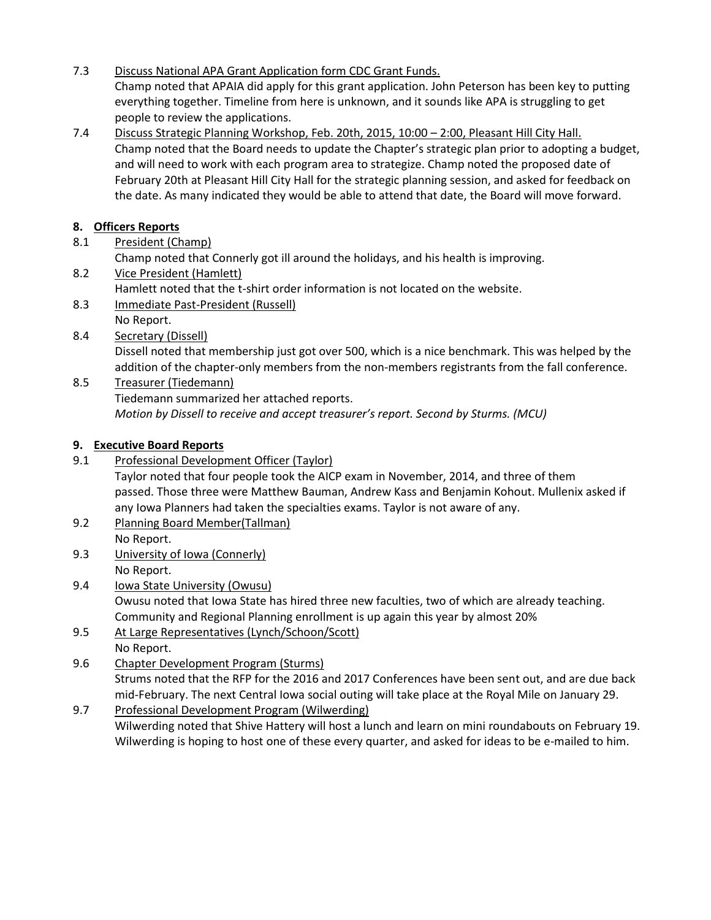7.3 Discuss National APA Grant Application form CDC Grant Funds.

Champ noted that APAIA did apply for this grant application. John Peterson has been key to putting everything together. Timeline from here is unknown, and it sounds like APA is struggling to get people to review the applications.

7.4 Discuss Strategic Planning Workshop, Feb. 20th, 2015, 10:00 – 2:00, Pleasant Hill City Hall.

Champ noted that the Board needs to update the Chapter's strategic plan prior to adopting a budget, and will need to work with each program area to strategize. Champ noted the proposed date of February 20th at Pleasant Hill City Hall for the strategic planning session, and asked for feedback on the date. As many indicated they would be able to attend that date, the Board will move forward.

## 8. Officers Reports

8.1 President (Champ)

Champ noted that Connerly got ill around the holidays, and his health is improving.

8.2 Vice President (Hamlett)

Hamlett noted that the t-shirt order information is not located on the website.

8.3 Immediate Past-President (Russell)

No Report.

8.4 Secretary (Dissell)

Dissell noted that membership just got over 500, which is a nice benchmark. This was helped by the addition of the chapter-only members from the non-members registrants from the fall conference.

8.5 Treasurer (Tiedemann)

Tiedemann summarized her attached reports.

*Motion by Dissell to receive and accept treasurer's report. Second by Sturms. (MCU)*

## 9. Executive Board Reports

9.1 Professional Development Officer (Taylor)

Taylor noted that four people took the AICP exam in November, 2014, and three of them passed. Those three were Matthew Bauman, Andrew Kass and Benjamin Kohout. Mullenix asked if any Iowa Planners had taken the specialties exams. Taylor is not aware of any.

9.2 Planning Board Member(Tallman)

No Report.

9.3 University of Iowa (Connerly)

No Report.

9.4 Iowa State University (Owusu)

Owusu noted that Iowa State has hired three new faculties, two of which are already teaching. Community and Regional Planning enrollment is up again this year by almost 20%

9.5 At Large Representatives (Lynch/Schoon/Scott)

No Report.

9.6 Chapter Development Program (Sturms)

Strums noted that the RFP for the 2016 and 2017 Conferences have been sent out, and are due back mid-February. The next Central Iowa social outing will take place at the Royal Mile on January 29.

9.7 Professional Development Program (Wilwerding)

Wilwerding noted that Shive Hattery will host a lunch and learn on mini roundabouts on February 19. Wilwerding is hoping to host one of these every quarter, and asked for ideas to be e-mailed to him.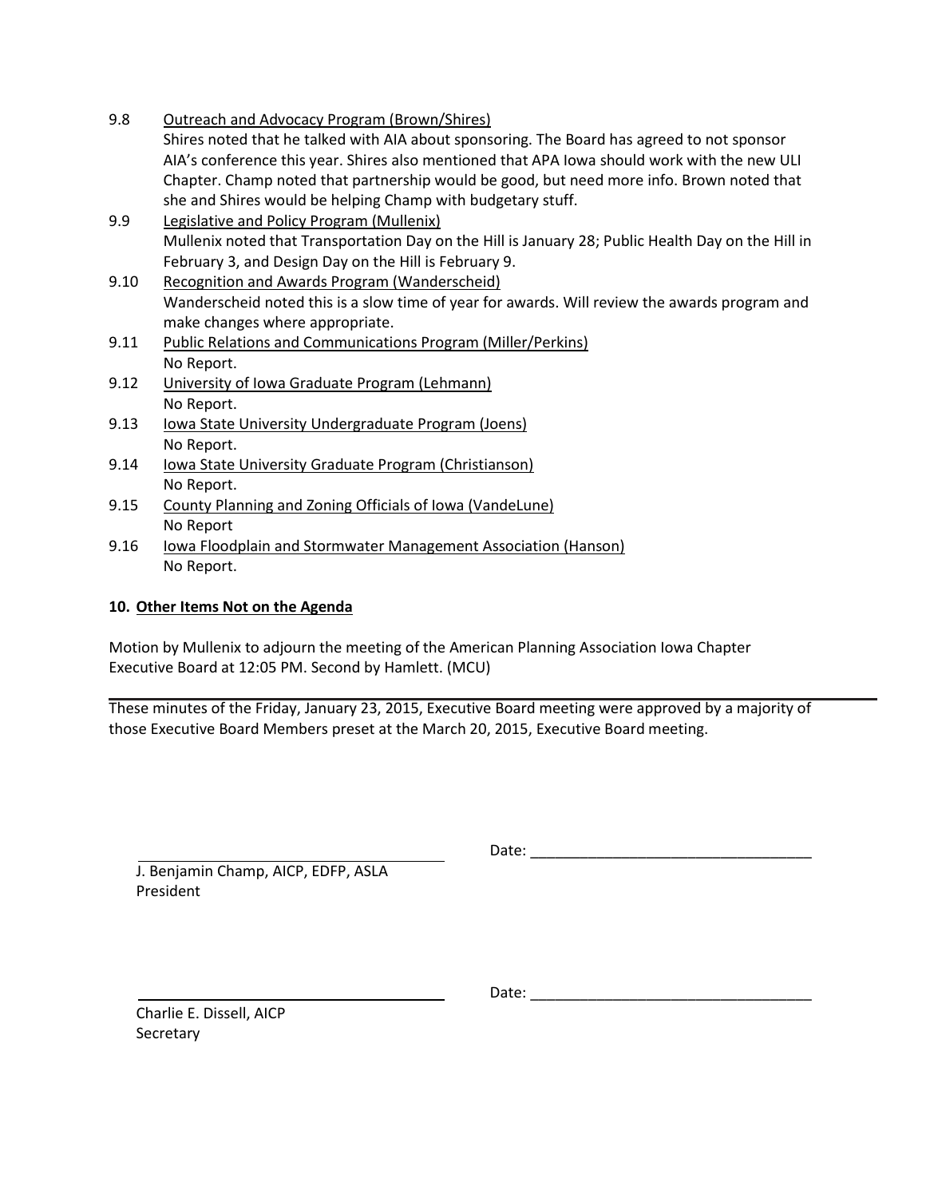9.8 Outreach and Advocacy Program (Brown/Shires)

Shires noted that he talked with AIA about sponsoring. The Board has agreed to not sponsor AIA's conference this year. Shires also mentioned that APA Iowa should work with the new ULI Chapter. Champ noted that partnership would be good, but need more info. Brown noted that she and Shires would be helping Champ with budgetary stuff.

9.9 Legislative and Policy Program (Mullenix)

Mullenix noted that Transportation Day on the Hill is January 28; Public Health Day on the Hill in February 3, and Design Day on the Hill is February 9.

9.10 Recognition and Awards Program (Wanderscheid)

Wanderscheid noted this is a slow time of year for awards. Will review the awards program and make changes where appropriate.

9.11 Public Relations and Communications Program (Miller/Perkins)

No Report.

9.12 University of Iowa Graduate Program (Lehmann)

No Report.

9.13 Iowa State University Undergraduate Program (Joens)

No Report.

9.14 Iowa State University Graduate Program (Christianson)

No Report.

9.15 County Planning and Zoning Officials of Iowa (VandeLune)

No Report

9.16 Iowa Floodplain and Stormwater Management Association (Hanson)

No Report.

**10. Other Items Not on the Agenda**

Motion by Mullenix to adjourn the meeting of the American Planning Association Iowa Chapter Executive Board at 12:05 PM. Second by Hamlett. (MCU)

---

These minutes of the Friday, January 23, 2015, Executive Board meeting were approved by a majority of those Executive Board Members preset at the March 20, 2015, Executive Board meeting.

\_\_\_\_\_\_\_\_\_\_\_\_\_\_\_\_\_\_\_\_\_\_\_\_\_\_\_\_\_\_\_\_\_\_\_\_ Date: \_\_\_\_\_\_\_\_\_\_\_\_\_\_\_\_\_\_\_\_\_\_\_\_\_\_\_\_\_\_\_\_\_\_\_\_

J. Benjamin Champ, AICP, EDFP, ASLA
President

\_\_\_\_\_\_\_\_\_\_\_\_\_\_\_\_\_\_\_\_\_\_\_\_\_\_\_\_\_\_\_\_\_\_\_\_ Date: \_\_\_\_\_\_\_\_\_\_\_\_\_\_\_\_\_\_\_\_\_\_\_\_\_\_\_\_\_\_\_\_\_\_\_\_

Charlie E. Dissell, AICP
Secretary